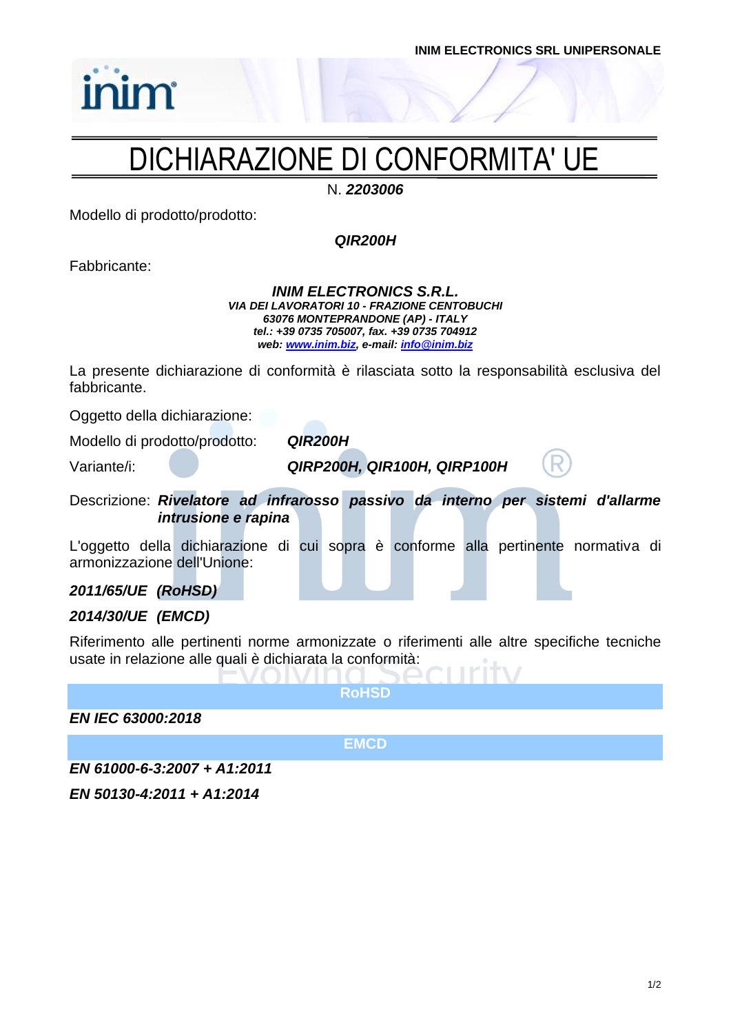# DICHIARAZIONE DI CONFORMITA' UE

N. ***2203006***

Modello di prodotto/prodotto:

***QIR200H***

Fabbricante:

***INIM ELECTRONICS S.R.L.***
***VIA DEI LAVORATORI 10 - FRAZIONE CENTOBUCHI***
***63076 MONTEPRANDONE (AP) - ITALY***
***tel.: +39 0735 705007, fax. +39 0735 704912***
***web: [www.inim.biz](http://www.inim.biz), e-mail: [info@inim.biz](mailto:info@inim.biz)***

La presente dichiarazione di conformità è rilasciata sotto la responsabilità esclusiva del fabbricante.

Oggetto della dichiarazione:

Modello di prodotto/prodotto: ***QIR200H***

Variante/i: ***QIRP200H, QIR100H, QIRP100H***

Descrizione: ***Rivelatore ad infrarosso passivo da interno per sistemi d'allarme intrusione e rapina***

L'oggetto della dichiarazione di cui sopra è conforme alla pertinente normativa di armonizzazione dell'Unione:

***2011/65/UE (RoHSD)***

***2014/30/UE (EMCD)***

Riferimento alle pertinenti norme armonizzate o riferimenti alle altre specifiche tecniche usate in relazione alle quali è dichiarata la conformità:

**RoHSD**

***EN IEC 63000:2018***

**EMCD**

***EN 61000-6-3:2007 + A1:2011***

***EN 50130-4:2011 + A1:2014***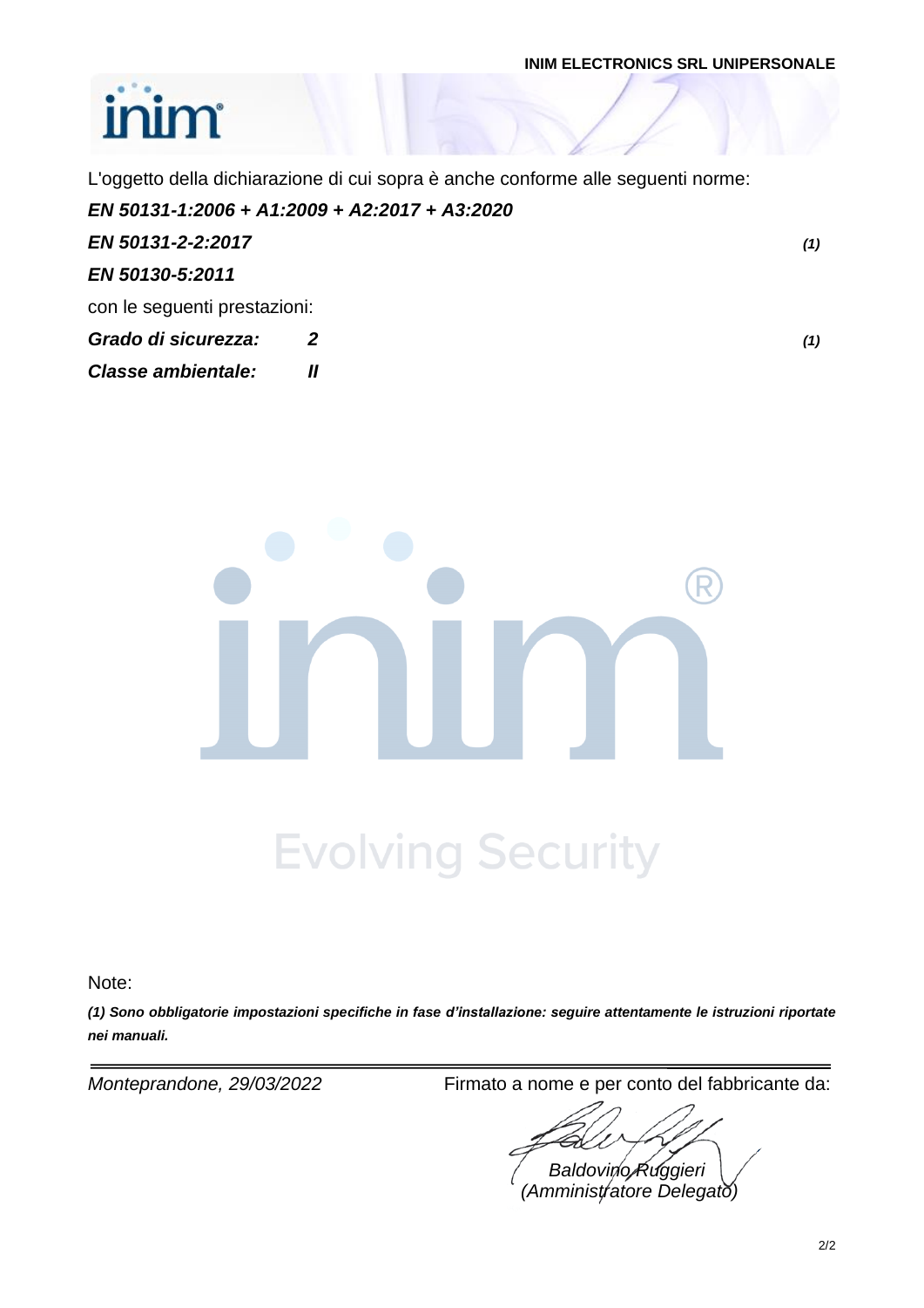L'oggetto della dichiarazione di cui sopra è anche conforme alle seguenti norme:

***EN 50131-1:2006 + A1:2009 + A2:2017 + A3:2020***

***EN 50131-2-2:2017*** ***(1)***

***EN 50130-5:2011***

con le seguenti prestazioni:

***Grado di sicurezza:*** ***2*** ***(1)***

***Classe ambientale:*** ***II***

Evolving Security

Note:

***(1) Sono obbligatorie impostazioni specifiche in fase d'installazione: seguire attentamente le istruzioni riportate nei manuali.***

---

*Monteprandone, 29/03/2022*

Firmato a nome e per conto del fabbricante da:

*Baldovino Ruggieri*
*(Amministratore Delegato)*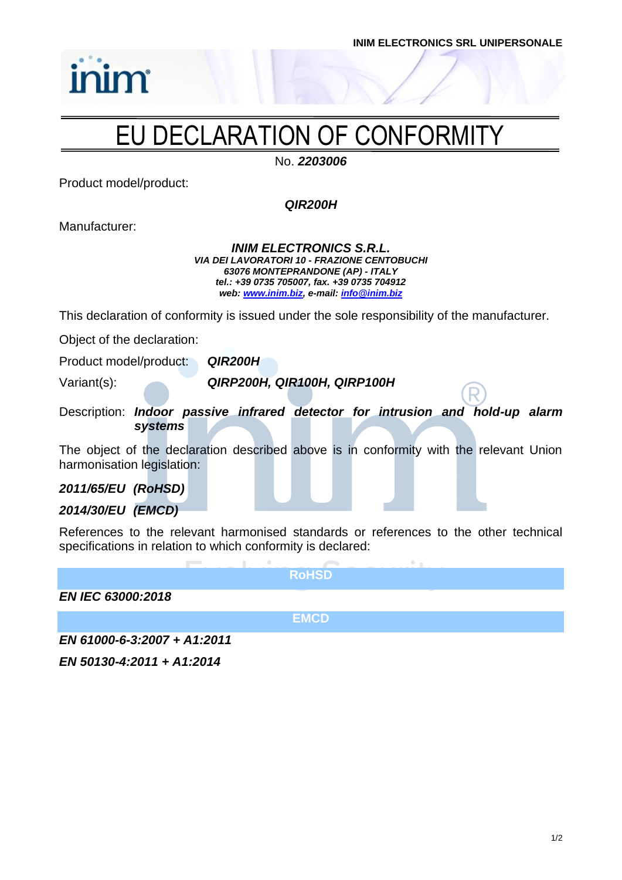# EU DECLARATION OF CONFORMITY

No. ***2203006***

Product model/product:

***QIR200H***

Manufacturer:

***INIM ELECTRONICS S.R.L.***
***VIA DEI LAVORATORI 10 - FRAZIONE CENTOBUCHI***
***63076 MONTEPRANDONE (AP) - ITALY***
***tel.: +39 0735 705007, fax. +39 0735 704912***
***web: www.inim.biz, e-mail: info@inim.biz***

This declaration of conformity is issued under the sole responsibility of the manufacturer.

Object of the declaration:

Product model/product: ***QIR200H***

Variant(s): ***QIRP200H, QIR100H, QIRP100H***

Description: ***Indoor passive infrared detector for intrusion and hold-up alarm systems***

The object of the declaration described above is in conformity with the relevant Union harmonisation legislation:

***2011/65/EU (RoHSD)***

***2014/30/EU (EMCD)***

References to the relevant harmonised standards or references to the other technical specifications in relation to which conformity is declared:

**RoHSD**

***EN IEC 63000:2018***

**EMCD**

***EN 61000-6-3:2007 + A1:2011***

***EN 50130-4:2011 + A1:2014***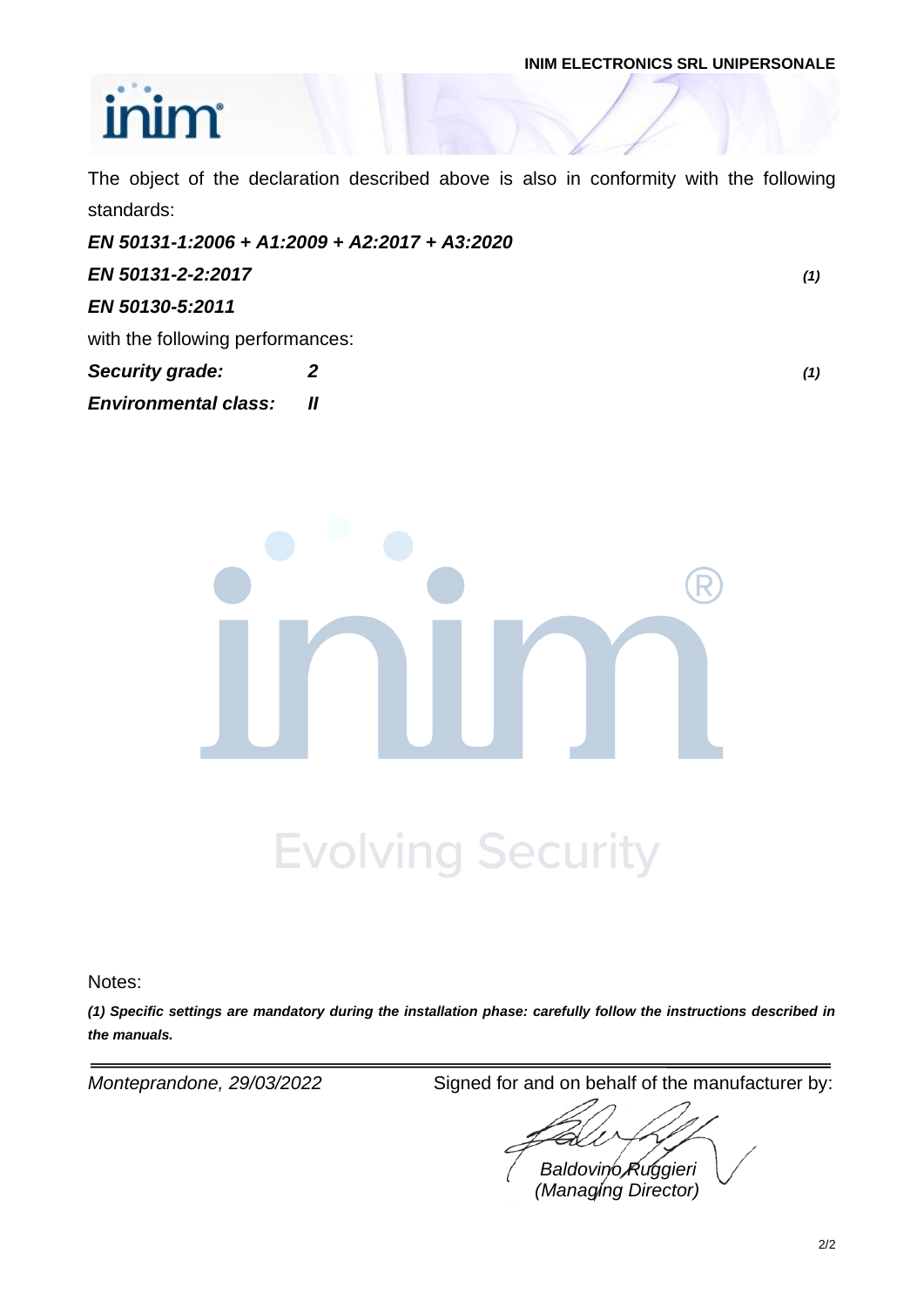The object of the declaration described above is also in conformity with the following standards:

***EN 50131-1:2006 + A1:2009 + A2:2017 + A3:2020***

***EN 50131-2-2:2017*** ***(1)***

***EN 50130-5:2011***

with the following performances:

***Security grade:*** ***2*** ***(1)***

***Environmental class:*** ***II***

Evolving Security

Notes:

***(1) Specific settings are mandatory during the installation phase: carefully follow the instructions described in the manuals.***

*Monteprandone, 29/03/2022*

Signed for and on behalf of the manufacturer by:

*Baldovino Ruggieri*
*(Managing Director)*